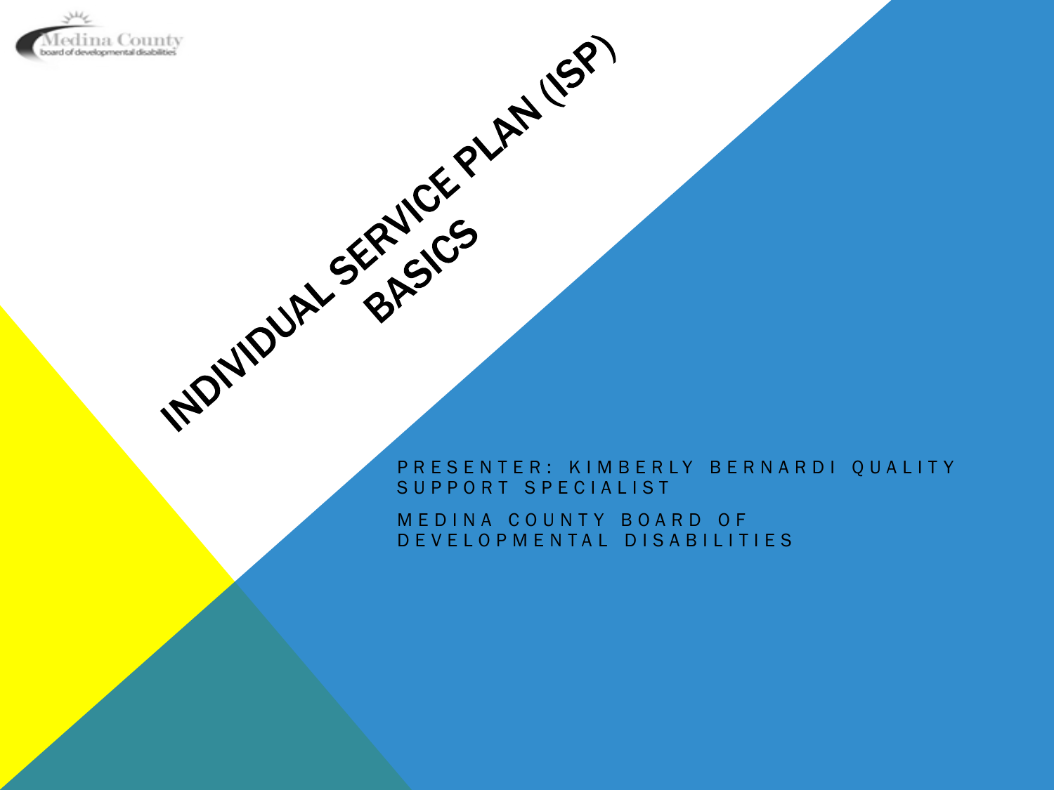Medina County
board of developmental disabilities

# INDIVIDUAL SERVICE PLAN (ISP) BASICS

PRESENTER: KIMBERLY BERNARDI QUALITY SUPPORT SPECIALIST

MEDINA COUNTY BOARD OF DEVELOPMENTAL DISABILITIES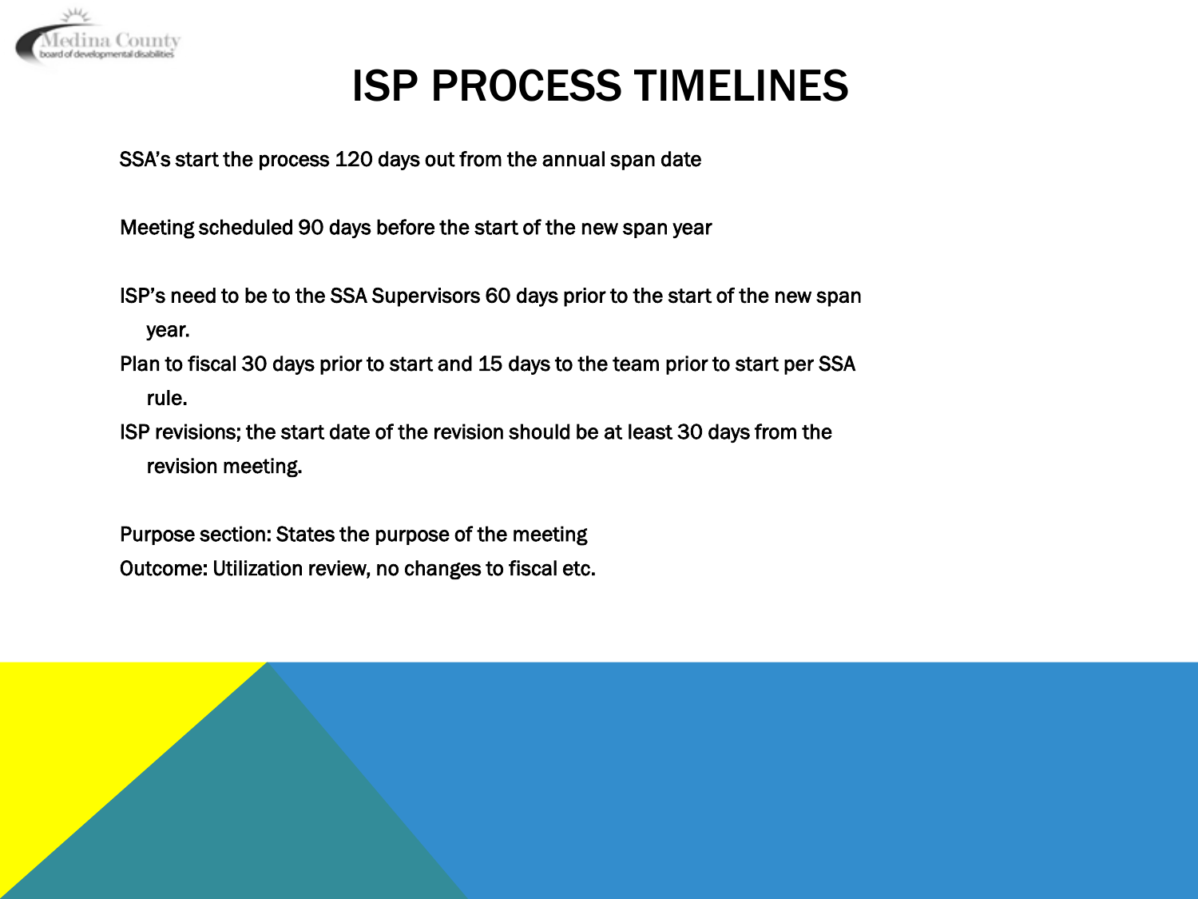# ISP PROCESS TIMELINES

SSA's start the process 120 days out from the annual span date

Meeting scheduled 90 days before the start of the new span year

ISP's need to be to the SSA Supervisors 60 days prior to the start of the new span year.

Plan to fiscal 30 days prior to start and 15 days to the team prior to start per SSA rule.

ISP revisions; the start date of the revision should be at least 30 days from the revision meeting.

Purpose section: States the purpose of the meeting

Outcome: Utilization review, no changes to fiscal etc.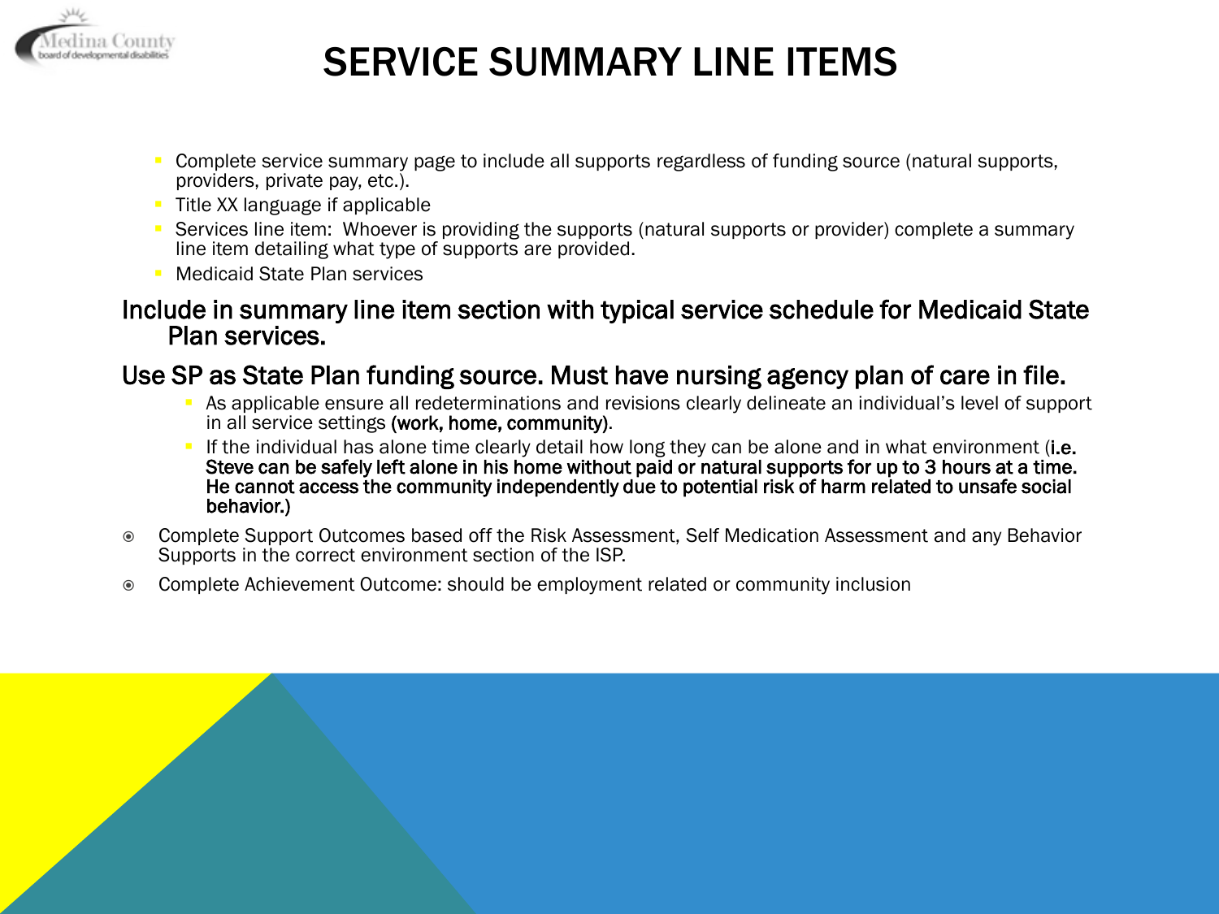# SERVICE SUMMARY LINE ITEMS

- Complete service summary page to include all supports regardless of funding source (natural supports, providers, private pay, etc.).
- Title XX language if applicable
- Services line item: Whoever is providing the supports (natural supports or provider) complete a summary line item detailing what type of supports are provided.
- Medicaid State Plan services

Include in summary line item section with typical service schedule for Medicaid State Plan services.

Use SP as State Plan funding source. Must have nursing agency plan of care in file.

- As applicable ensure all redeterminations and revisions clearly delineate an individual's level of support in all service settings (work, home, community).
- If the individual has alone time clearly detail how long they can be alone and in what environment (i.e. Steve can be safely left alone in his home without paid or natural supports for up to 3 hours at a time. He cannot access the community independently due to potential risk of harm related to unsafe social behavior.)

- Complete Support Outcomes based off the Risk Assessment, Self Medication Assessment and any Behavior Supports in the correct environment section of the ISP.
- Complete Achievement Outcome: should be employment related or community inclusion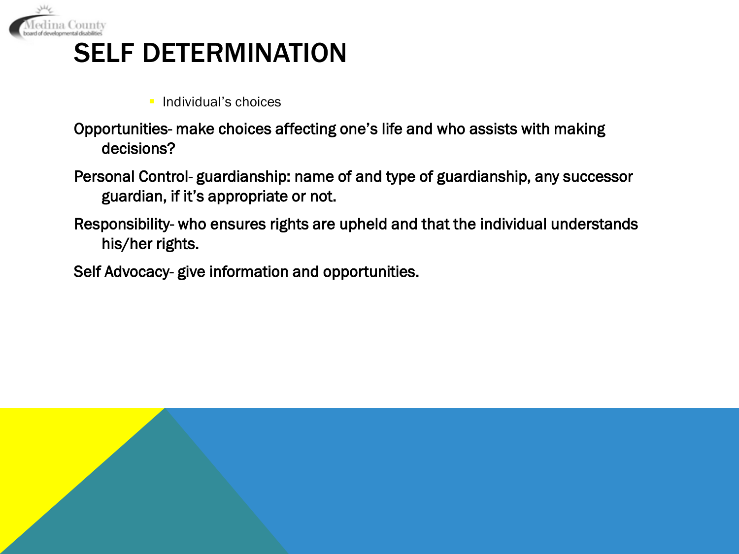# SELF DETERMINATION

- Individual's choices

Opportunities- make choices affecting one's life and who assists with making decisions?

Personal Control- guardianship: name of and type of guardianship, any successor guardian, if it's appropriate or not.

Responsibility- who ensures rights are upheld and that the individual understands his/her rights.

Self Advocacy- give information and opportunities.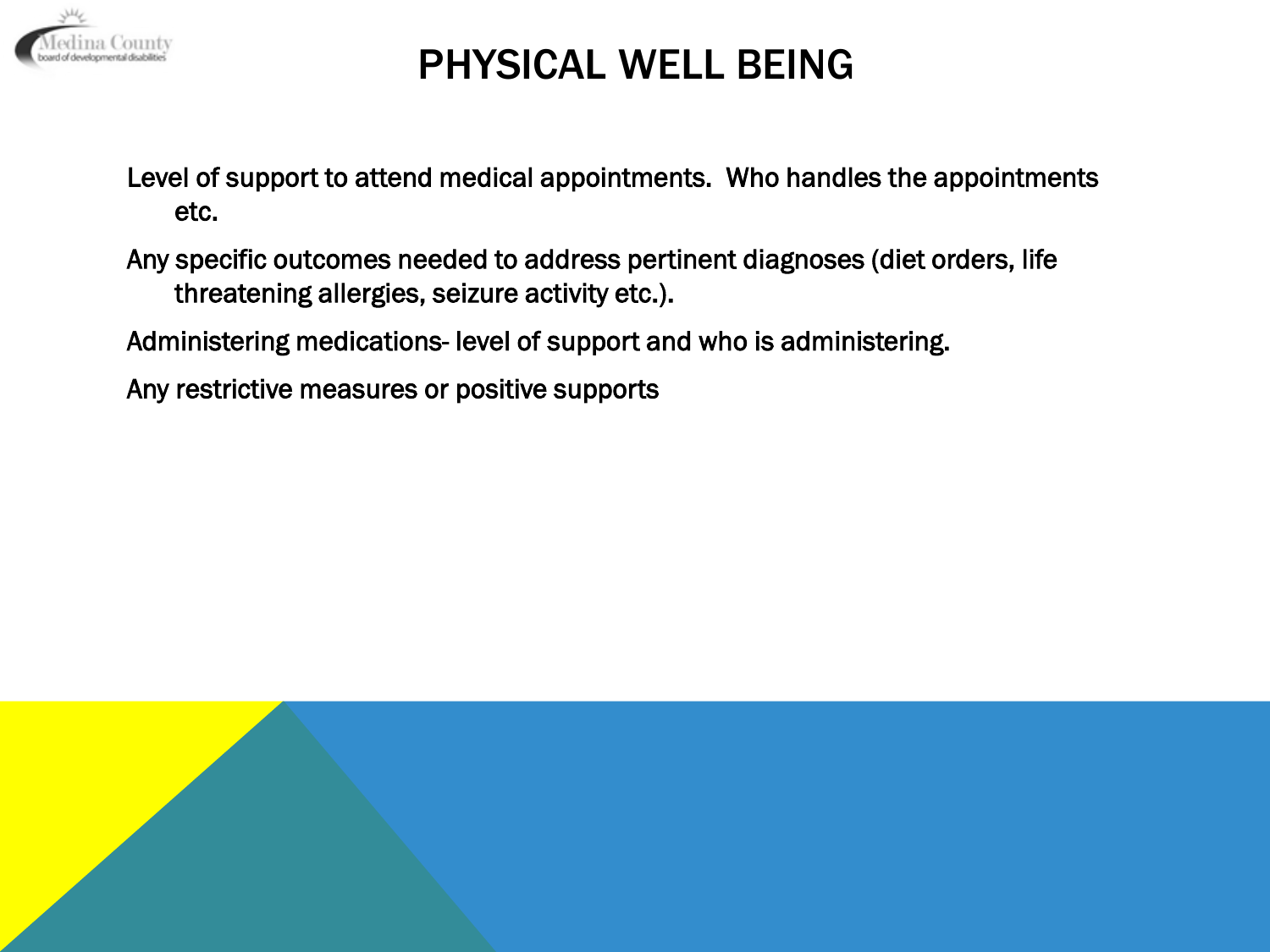# PHYSICAL WELL BEING

Level of support to attend medical appointments. Who handles the appointments etc.

Any specific outcomes needed to address pertinent diagnoses (diet orders, life threatening allergies, seizure activity etc.).

Administering medications- level of support and who is administering.

Any restrictive measures or positive supports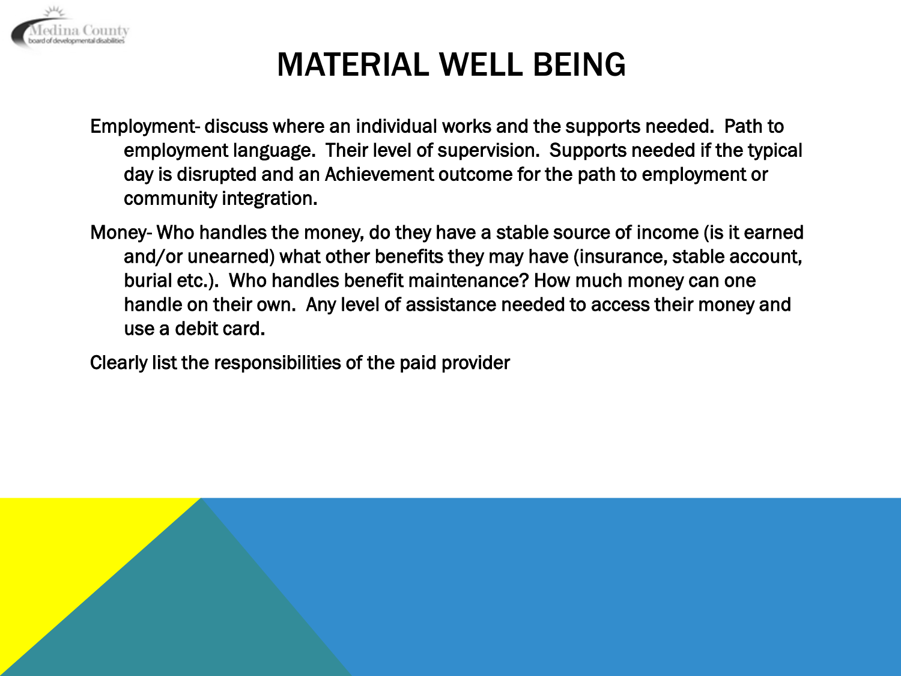# MATERIAL WELL BEING

Employment- discuss where an individual works and the supports needed. Path to employment language. Their level of supervision. Supports needed if the typical day is disrupted and an Achievement outcome for the path to employment or community integration.

Money- Who handles the money, do they have a stable source of income (is it earned and/or unearned) what other benefits they may have (insurance, stable account, burial etc.). Who handles benefit maintenance? How much money can one handle on their own. Any level of assistance needed to access their money and use a debit card.

Clearly list the responsibilities of the paid provider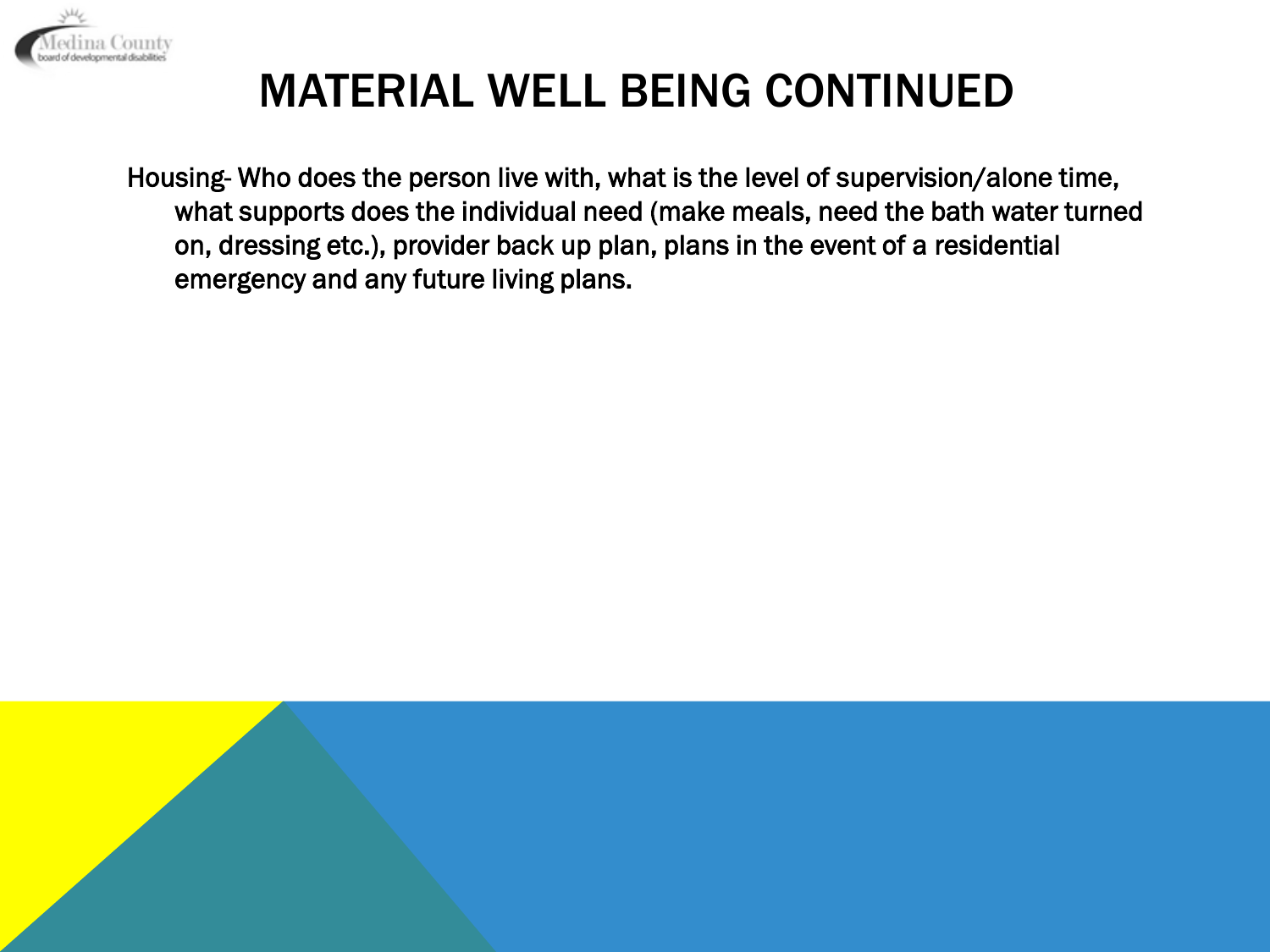# MATERIAL WELL BEING CONTINUED

Housing- Who does the person live with, what is the level of supervision/alone time, what supports does the individual need (make meals, need the bath water turned on, dressing etc.), provider back up plan, plans in the event of a residential emergency and any future living plans.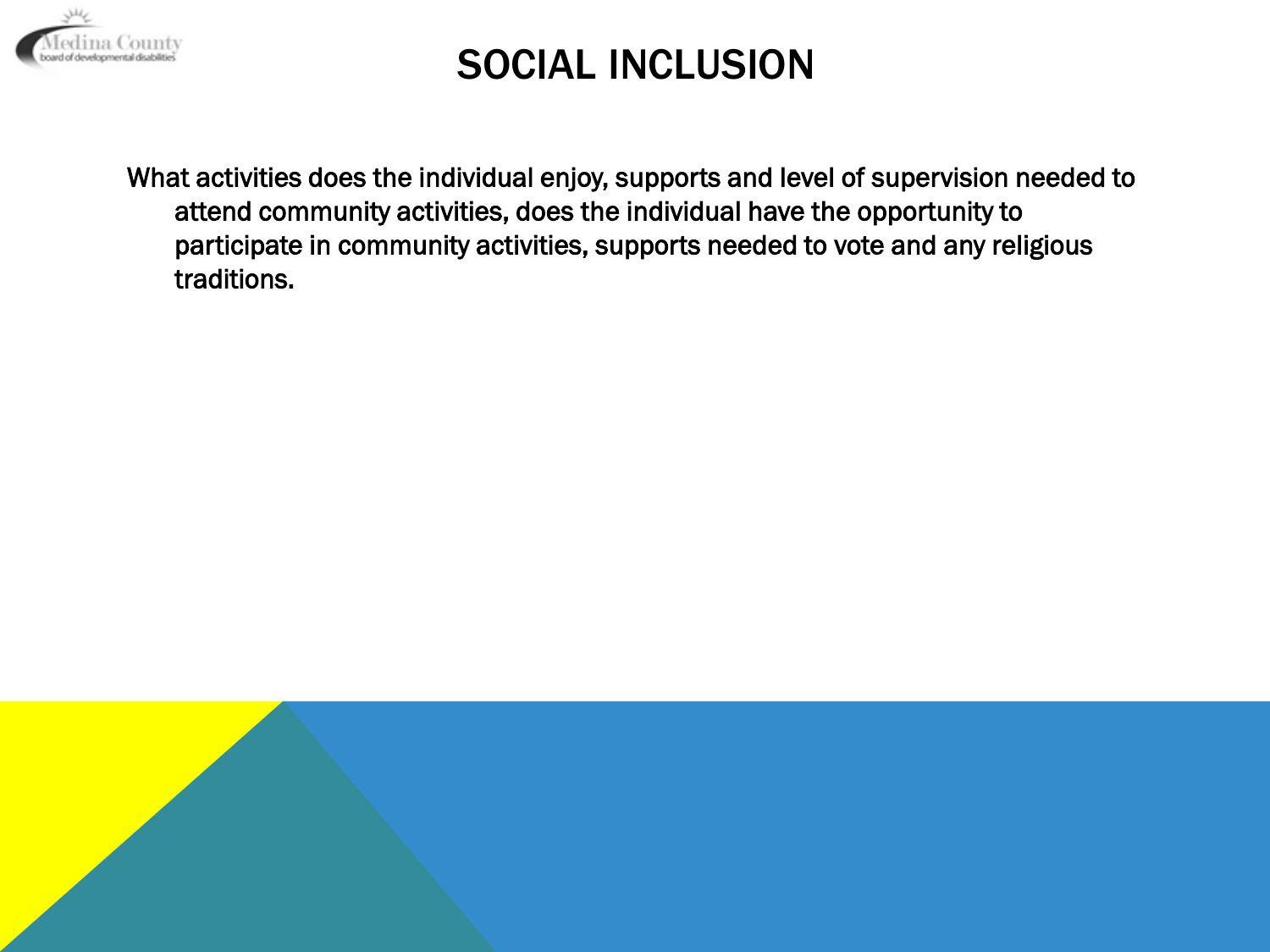# SOCIAL INCLUSION

What activities does the individual enjoy, supports and level of supervision needed to attend community activities, does the individual have the opportunity to participate in community activities, supports needed to vote and any religious traditions.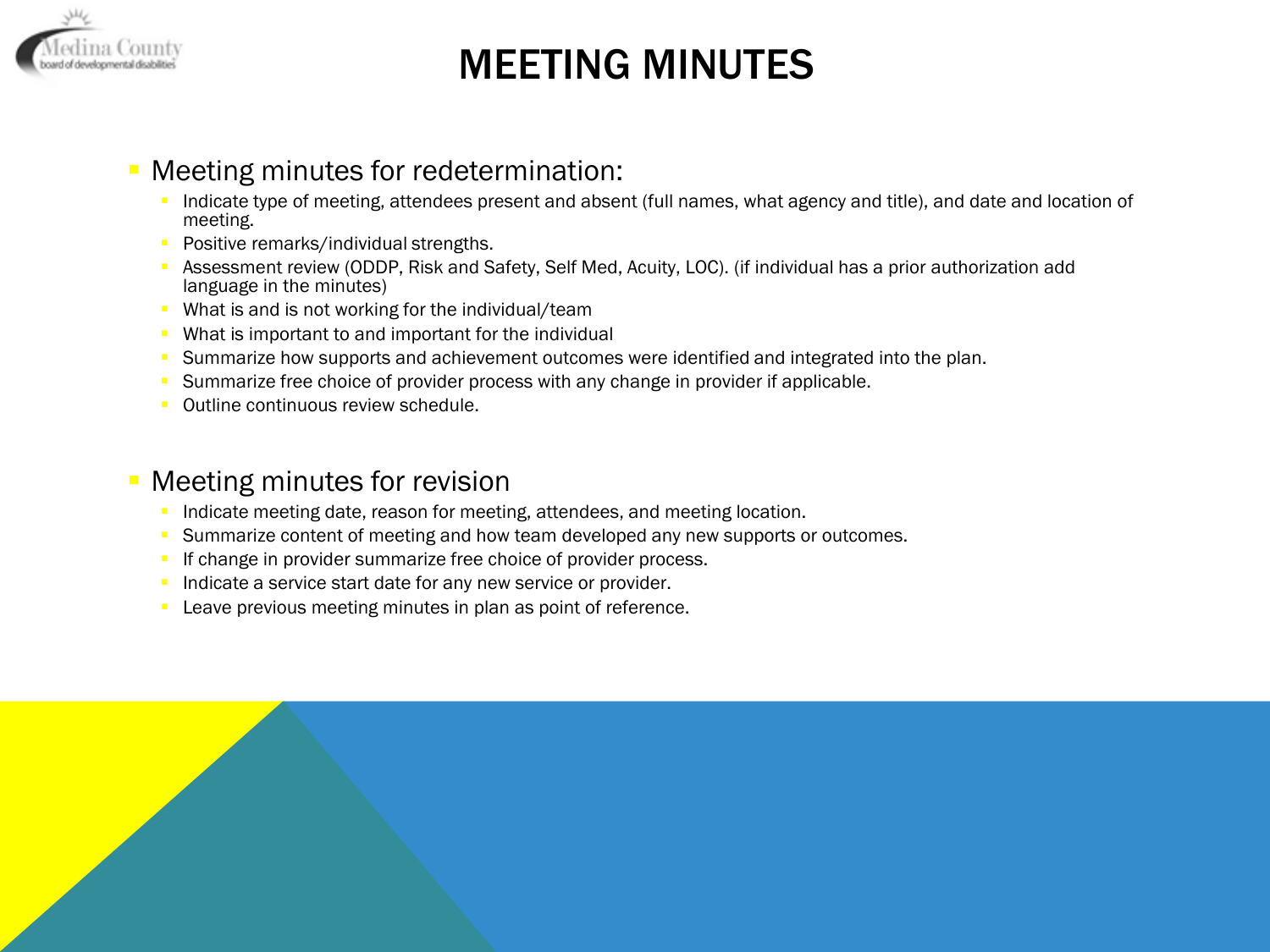# MEETING MINUTES

- Meeting minutes for redetermination:
  - Indicate type of meeting, attendees present and absent (full names, what agency and title), and date and location of meeting.
  - Positive remarks/individual strengths.
  - Assessment review (ODDP, Risk and Safety, Self Med, Acuity, LOC). (if individual has a prior authorization add language in the minutes)
  - What is and is not working for the individual/team
  - What is important to and important for the individual
  - Summarize how supports and achievement outcomes were identified and integrated into the plan.
  - Summarize free choice of provider process with any change in provider if applicable.
  - Outline continuous review schedule.

- Meeting minutes for revision
  - Indicate meeting date, reason for meeting, attendees, and meeting location.
  - Summarize content of meeting and how team developed any new supports or outcomes.
  - If change in provider summarize free choice of provider process.
  - Indicate a service start date for any new service or provider.
  - Leave previous meeting minutes in plan as point of reference.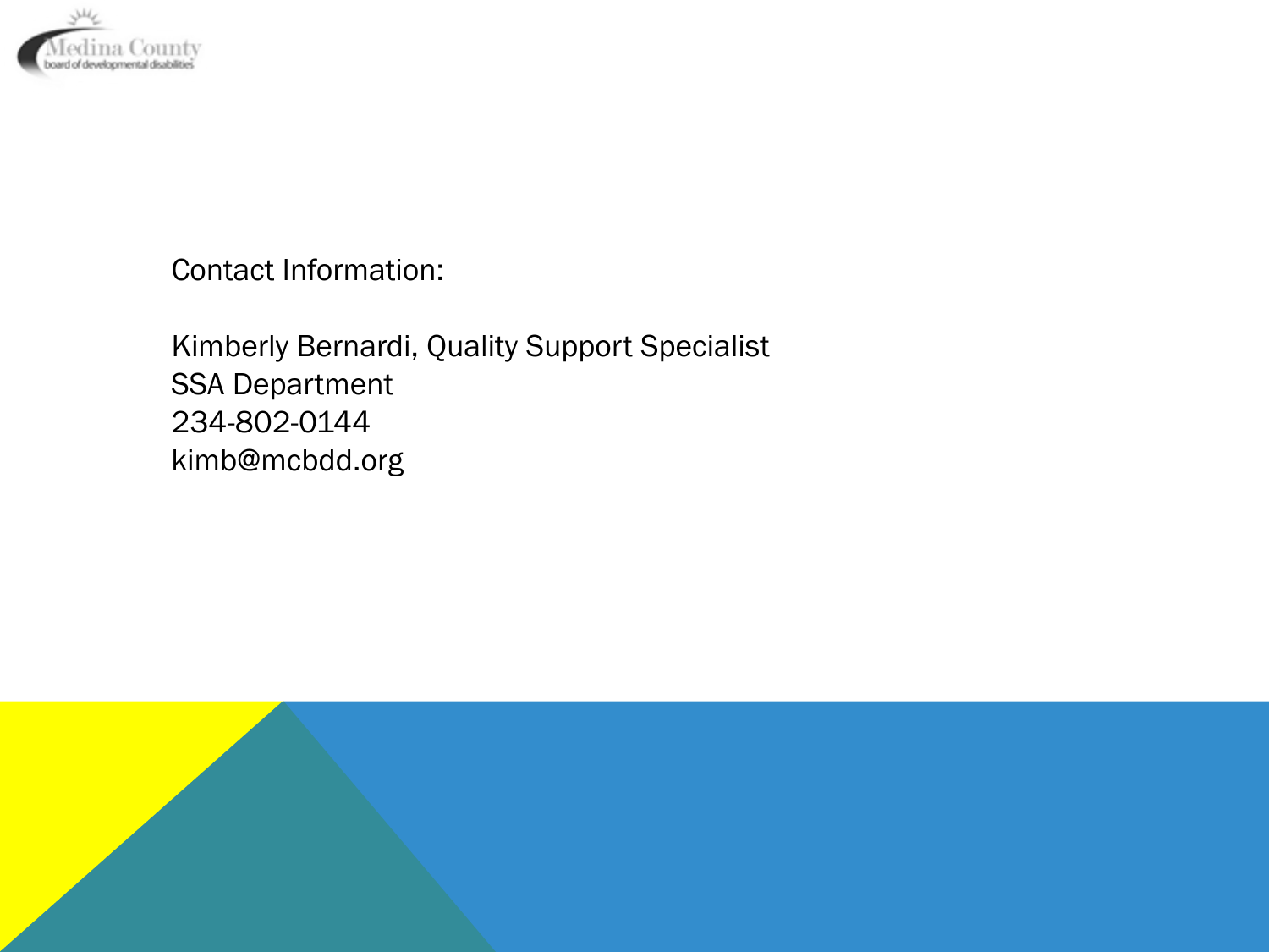Contact Information:

Kimberly Bernardi, Quality Support Specialist
SSA Department
234-802-0144
kimb@mcbdd.org